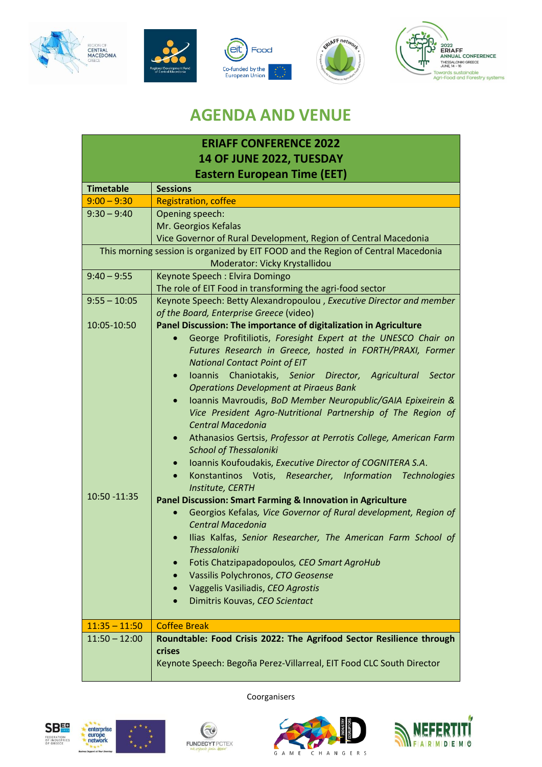# AGENDA AND VENUE

| ERIAFF CONFERENCE 2022<br>14 OF JUNE 2022, TUESDAY<br>Eastern European Time (EET) | |
|---|---|
| **Timetable** | **Sessions** |
| 9:00 – 9:30 | Registration, coffee |
| 9:30 – 9:40 | Opening speech:<br>Mr. Georgios Kefalas<br>Vice Governor of Rural Development, Region of Central Macedonia |
| This morning session is organized by EIT FOOD and the Region of Central Macedonia<br>Moderator: Vicky Krystallidou | |
| 9:40 – 9:55 | Keynote Speech : Elvira Domingo<br>The role of EIT Food in transforming the agri-food sector |
| 9:55 – 10:05 | Keynote Speech: Betty Alexandropoulou , *Executive Director and member of the Board, Enterprise Greece* (video) |
| 10:05-10:50 | **Panel Discussion: The importance of digitalization in Agriculture**<br>• George Profitiliotis, *Foresight Expert at the UNESCO Chair on Futures Research in Greece, hosted in FORTH/PRAXI, Former National Contact Point of EIT*<br>• Ioannis Chaniotakis, *Senior Director, Agricultural Sector Operations Development at Piraeus Bank*<br>• Ioannis Mavroudis, *BoD Member Neuropublic/GAIA Epixeirein & Vice President Agro-Nutritional Partnership of The Region of Central Macedonia*<br>• Athanasios Gertsis, *Professor at Perrotis College, American Farm School of Thessaloniki*<br>• Ioannis Koufoudakis, *Executive Director of COGNITERA S.A.*<br>• Konstantinos Votis, *Researcher, Information Technologies Institute, CERTH* |
| 10:50 -11:35 | **Panel Discussion: Smart Farming & Innovation in Agriculture**<br>• Georgios Kefalas, *Vice Governor of Rural development, Region of Central Macedonia*<br>• Ilias Kalfas, *Senior Researcher, The American Farm School of Thessaloniki*<br>• Fotis Chatzipapadopoulos, *CEO Smart AgroHub*<br>• Vassilis Polychronos, *CTO Geosense*<br>• Vaggelis Vasiliadis, *CEO Agrostis*<br>• Dimitris Kouvas, *CEO Scientact* |
| 11:35 – 11:50 | Coffee Break |
| 11:50 – 12:00 | **Roundtable: Food Crisis 2022: The Agrifood Sector Resilience through crises**<br>Keynote Speech: Begoña Perez-Villarreal, EIT Food CLC South Director |

Coorganisers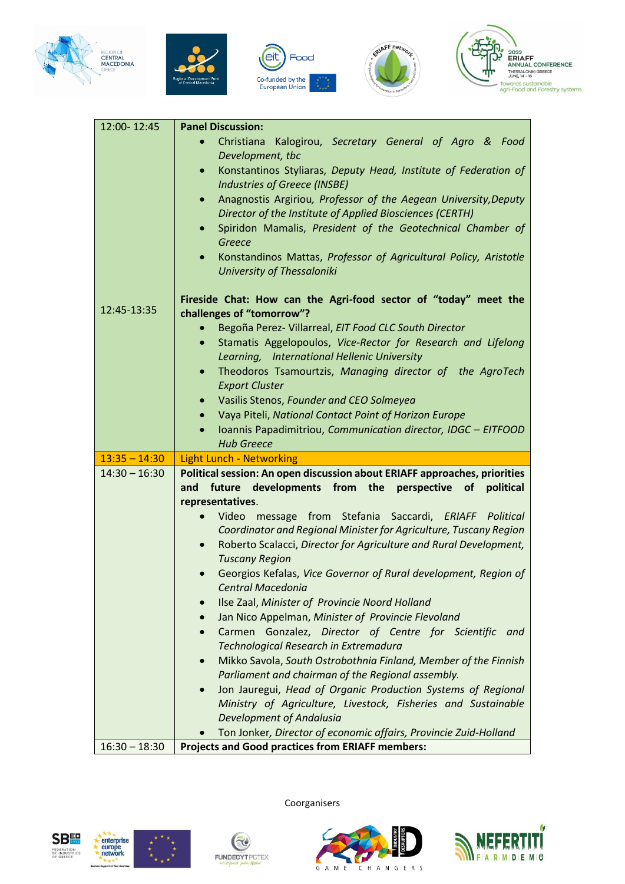| | |
|---|---|
| 12:00- 12:45 | **Panel Discussion:**<br>• Christiana Kalogirou, *Secretary General of Agro & Food Development, tbc*<br>• Konstantinos Styliaras, *Deputy Head, Institute of Federation of Industries of Greece (INSBE)*<br>• Anagnostis Argiriou, *Professor of the Aegean University, Deputy Director of the Institute of Applied Biosciences (CERTH)*<br>• Spiridon Mamalis, *President of the Geotechnical Chamber of Greece*<br>• Konstandinos Mattas, *Professor of Agricultural Policy, Aristotle University of Thessaloniki* |
| 12:45-13:35 | **Fireside Chat: How can the Agri-food sector of "today" meet the challenges of "tomorrow"?**<br>• Begoña Perez- Villarreal, *EIT Food CLC South Director*<br>• Stamatis Aggelopoulos, *Vice-Rector for Research and Lifelong Learning, International Hellenic University*<br>• Theodoros Tsamourtzis, *Managing director of the AgroTech Export Cluster*<br>• Vasilis Stenos, *Founder and CEO Solmeyea*<br>• Vaya Piteli, *National Contact Point of Horizon Europe*<br>• Ioannis Papadimitriou, *Communication director, IDGC – EITFOOD Hub Greece* |
| 13:35 – 14:30 | Light Lunch - Networking |
| 14:30 – 16:30 | **Political session: An open discussion about ERIAFF approaches, priorities and future developments from the perspective of political representatives**.<br>• Video message from Stefania Saccardi, *ERIAFF Political Coordinator and Regional Minister for Agriculture, Tuscany Region*<br>• Roberto Scalacci, *Director for Agriculture and Rural Development, Tuscany Region*<br>• Georgios Kefalas, *Vice Governor of Rural development, Region of Central Macedonia*<br>• Ilse Zaal, *Minister of Provincie Noord Holland*<br>• Jan Nico Appelman, *Minister of Provincie Flevoland*<br>• Carmen Gonzalez, *Director of Centre for Scientific and Technological Research in Extremadura*<br>• Mikko Savola, *South Ostrobothnia Finland, Member of the Finnish Parliament and chairman of the Regional assembly.*<br>• Jon Jauregui, *Head of Organic Production Systems of Regional Ministry of Agriculture, Livestock, Fisheries and Sustainable Development of Andalusia*<br>• Ton Jonker, *Director of economic affairs, Provincie Zuid-Holland* |
| 16:30 – 18:30 | **Projects and Good practices from ERIAFF members:** |

Coorganisers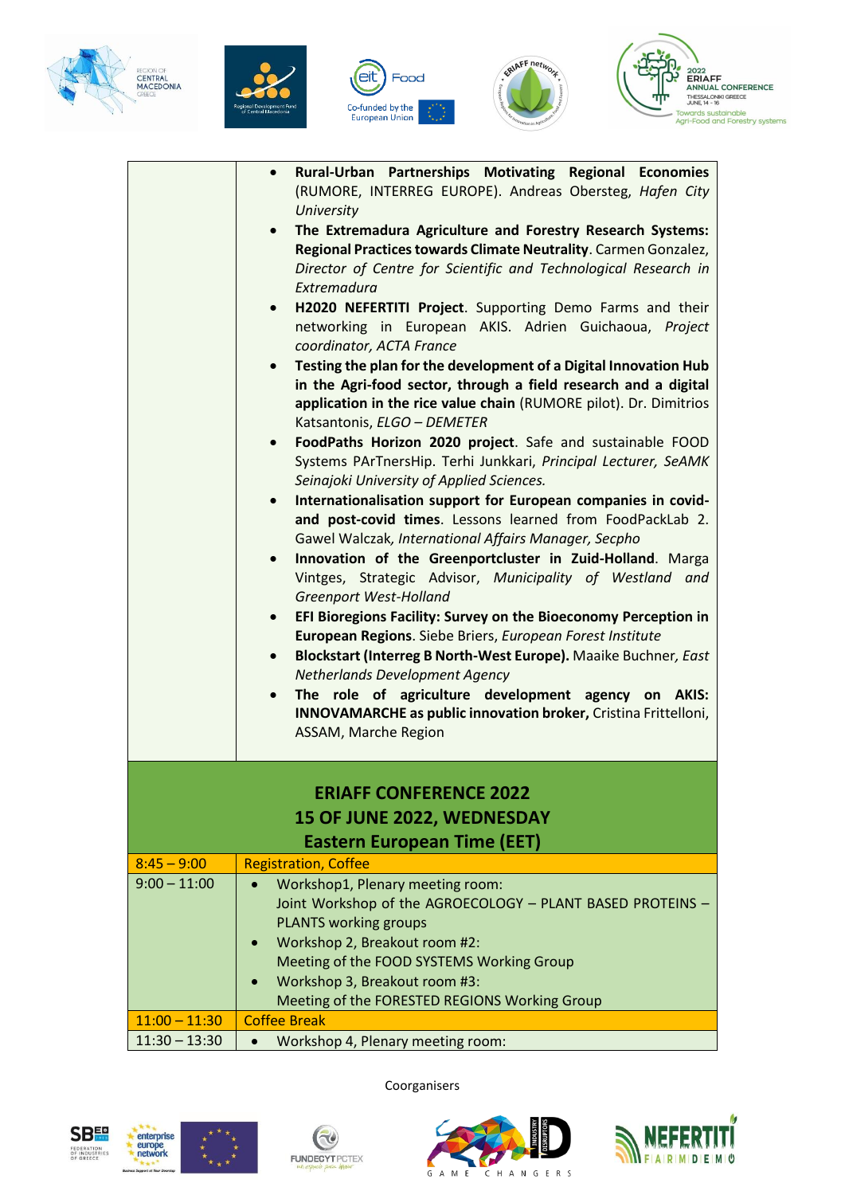| | |
|---|---|
| | • **Rural-Urban Partnerships Motivating Regional Economies** (RUMORE, INTERREG EUROPE). Andreas Obersteg, *Hafen City University*<br>• **The Extremadura Agriculture and Forestry Research Systems: Regional Practices towards Climate Neutrality**. Carmen Gonzalez, *Director of Centre for Scientific and Technological Research in Extremadura*<br>• **H2020 NEFERTITI Project**. Supporting Demo Farms and their networking in European AKIS. Adrien Guichaoua, *Project coordinator, ACTA France*<br>• **Testing the plan for the development of a Digital Innovation Hub in the Agri-food sector, through a field research and a digital application in the rice value chain** (RUMORE pilot). Dr. Dimitrios Katsantonis, *ELGO – DEMETER*<br>• **FoodPaths Horizon 2020 project**. Safe and sustainable FOOD Systems PArTnersHip. Terhi Junkkari, *Principal Lecturer, SeAMK Seinajoki University of Applied Sciences.*<br>• **Internationalisation support for European companies in covid- and post-covid times**. Lessons learned from FoodPackLab 2. Gawel Walczak, *International Affairs Manager, Secpho*<br>• **Innovation of the Greenportcluster in Zuid-Holland**. Marga Vintges, Strategic Advisor, *Municipality of Westland and Greenport West-Holland*<br>• **EFI Bioregions Facility: Survey on the Bioeconomy Perception in European Regions**. Siebe Briers, *European Forest Institute*<br>• **Blockstart (Interreg B North-West Europe).** Maaike Buchner, *East Netherlands Development Agency*<br>• **The role of agriculture development agency on AKIS: INNOVAMARCHE as public innovation broker,** Cristina Frittelloni, ASSAM, Marche Region |

## ERIAFF CONFERENCE 2022
## 15 OF JUNE 2022, WEDNESDAY
## Eastern European Time (EET)

| | |
|---|---|
| 8:45 – 9:00 | Registration, Coffee |
| 9:00 – 11:00 | • Workshop1, Plenary meeting room:<br>Joint Workshop of the AGROECOLOGY – PLANT BASED PROTEINS – PLANTS working groups<br>• Workshop 2, Breakout room #2:<br>Meeting of the FOOD SYSTEMS Working Group<br>• Workshop 3, Breakout room #3:<br>Meeting of the FORESTED REGIONS Working Group |
| 11:00 – 11:30 | Coffee Break |
| 11:30 – 13:30 | • Workshop 4, Plenary meeting room: |

Coorganisers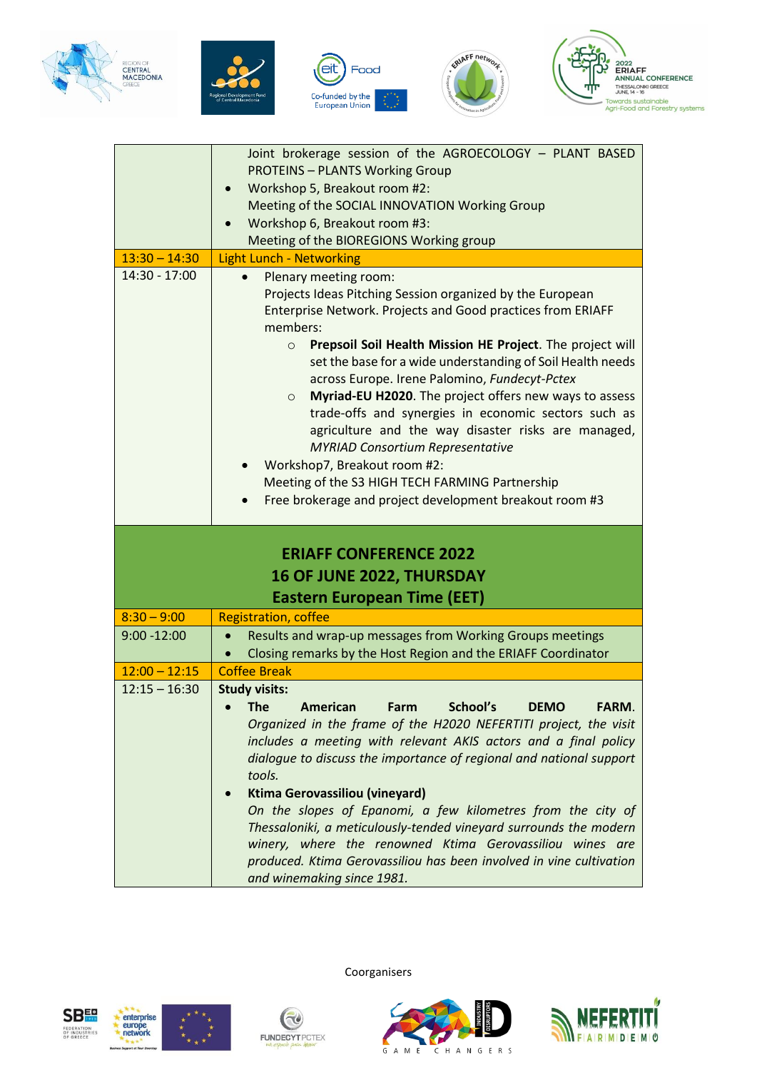| | |
|---|---|
| | Joint brokerage session of the AGROECOLOGY – PLANT BASED PROTEINS – PLANTS Working Group<br>• Workshop 5, Breakout room #2:<br>Meeting of the SOCIAL INNOVATION Working Group<br>• Workshop 6, Breakout room #3:<br>Meeting of the BIOREGIONS Working group |
| 13:30 – 14:30 | Light Lunch - Networking |
| 14:30 - 17:00 | • Plenary meeting room:<br>Projects Ideas Pitching Session organized by the European Enterprise Network. Projects and Good practices from ERIAFF members:<br>○ **Prepsoil Soil Health Mission HE Project**. The project will set the base for a wide understanding of Soil Health needs across Europe. Irene Palomino, *Fundecyt-Pctex*<br>○ **Myriad-EU H2020**. The project offers new ways to assess trade-offs and synergies in economic sectors such as agriculture and the way disaster risks are managed, *MYRIAD Consortium Representative*<br>• Workshop7, Breakout room #2:<br>Meeting of the S3 HIGH TECH FARMING Partnership<br>• Free brokerage and project development breakout room #3 |
| **ERIAFF CONFERENCE 2022**<br>**16 OF JUNE 2022, THURSDAY**<br>**Eastern European Time (EET)** | |
| 8:30 – 9:00 | Registration, coffee |
| 9:00 -12:00 | • Results and wrap-up messages from Working Groups meetings<br>• Closing remarks by the Host Region and the ERIAFF Coordinator |
| 12:00 – 12:15 | Coffee Break |
| 12:15 – 16:30 | **Study visits:**<br>• **The American Farm School's DEMO FARM.** *Organized in the frame of the H2020 NEFERTITI project, the visit includes a meeting with relevant AKIS actors and a final policy dialogue to discuss the importance of regional and national support tools.*<br>• **Ktima Gerovassiliou (vineyard)**<br>*On the slopes of Epanomi, a few kilometres from the city of Thessaloniki, a meticulously-tended vineyard surrounds the modern winery, where the renowned Ktima Gerovassiliou wines are produced. Ktima Gerovassiliou has been involved in vine cultivation and winemaking since 1981.* |

Coorganisers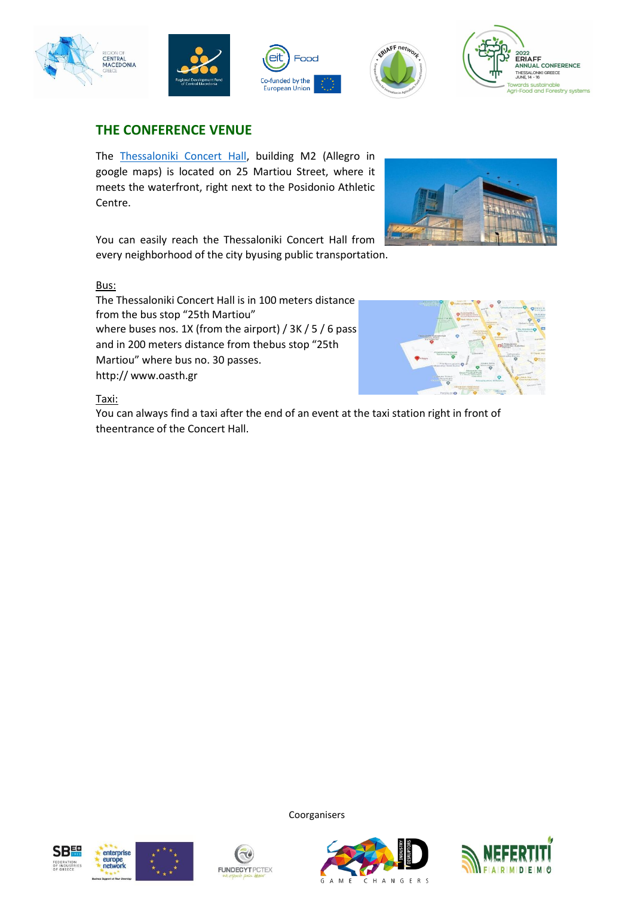## THE CONFERENCE VENUE

The Thessaloniki Concert Hall, building M2 (Allegro in google maps) is located on 25 Martiou Street, where it meets the waterfront, right next to the Posidonio Athletic Centre.

You can easily reach the Thessaloniki Concert Hall from every neighborhood of the city byusing public transportation.

Bus:

The Thessaloniki Concert Hall is in 100 meters distance from the bus stop “25th Martiou”
where buses nos. 1X (from the airport) / 3K / 5 / 6 pass and in 200 meters distance from thebus stop “25th Martiou” where bus no. 30 passes.
http:// www.oasth.gr

Taxi:

You can always find a taxi after the end of an event at the taxi station right in front of theentrance of the Concert Hall.

Coorganisers